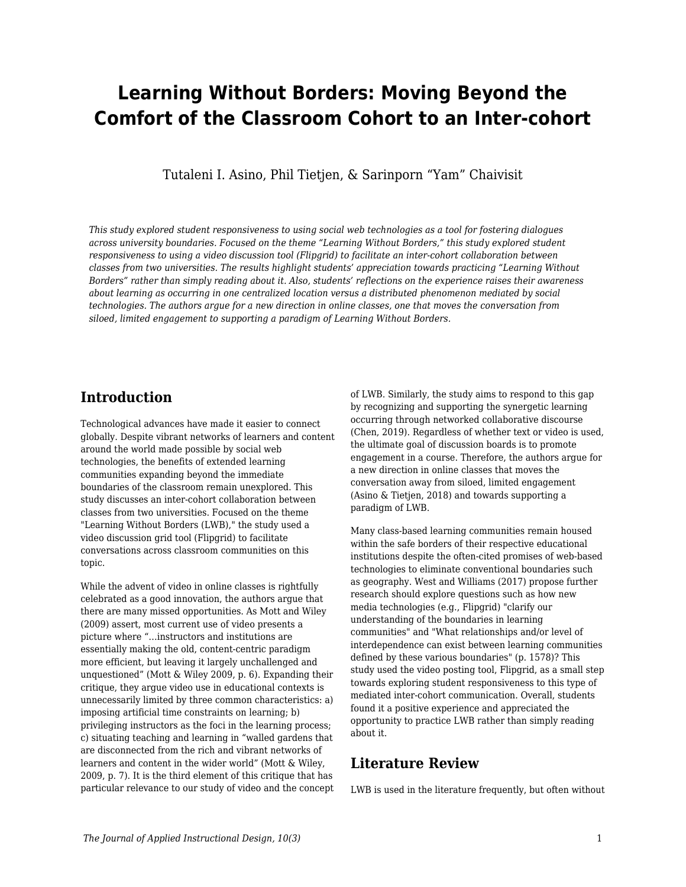# Learning Without Borders: Moving Beyond the Comfort of the Classroom Cohort to an Inter-cohort

Tutaleni I. Asino, Phil Tietjen, & Sarinporn "Yam" Chaivisit

*This study explored student responsiveness to using social web technologies as a tool for fostering dialogues across university boundaries. Focused on the theme "Learning Without Borders," this study explored student responsiveness to using a video discussion tool (Flipgrid) to facilitate an inter-cohort collaboration between classes from two universities. The results highlight students' appreciation towards practicing "Learning Without Borders" rather than simply reading about it. Also, students' reflections on the experience raises their awareness about learning as occurring in one centralized location versus a distributed phenomenon mediated by social technologies. The authors argue for a new direction in online classes, one that moves the conversation from siloed, limited engagement to supporting a paradigm of Learning Without Borders.*

## Introduction

Technological advances have made it easier to connect globally. Despite vibrant networks of learners and content around the world made possible by social web technologies, the benefits of extended learning communities expanding beyond the immediate boundaries of the classroom remain unexplored. This study discusses an inter-cohort collaboration between classes from two universities. Focused on the theme "Learning Without Borders (LWB)," the study used a video discussion grid tool (Flipgrid) to facilitate conversations across classroom communities on this topic.

While the advent of video in online classes is rightfully celebrated as a good innovation, the authors argue that there are many missed opportunities. As Mott and Wiley (2009) assert, most current use of video presents a picture where "…instructors and institutions are essentially making the old, content-centric paradigm more efficient, but leaving it largely unchallenged and unquestioned" (Mott & Wiley 2009, p. 6). Expanding their critique, they argue video use in educational contexts is unnecessarily limited by three common characteristics: a) imposing artificial time constraints on learning; b) privileging instructors as the foci in the learning process; c) situating teaching and learning in "walled gardens that are disconnected from the rich and vibrant networks of learners and content in the wider world" (Mott & Wiley, 2009, p. 7). It is the third element of this critique that has particular relevance to our study of video and the concept of LWB. Similarly, the study aims to respond to this gap by recognizing and supporting the synergetic learning occurring through networked collaborative discourse (Chen, 2019). Regardless of whether text or video is used, the ultimate goal of discussion boards is to promote engagement in a course. Therefore, the authors argue for a new direction in online classes that moves the conversation away from siloed, limited engagement (Asino & Tietjen, 2018) and towards supporting a paradigm of LWB.

Many class-based learning communities remain housed within the safe borders of their respective educational institutions despite the often-cited promises of web-based technologies to eliminate conventional boundaries such as geography. West and Williams (2017) propose further research should explore questions such as how new media technologies (e.g., Flipgrid) "clarify our understanding of the boundaries in learning communities" and "What relationships and/or level of interdependence can exist between learning communities defined by these various boundaries" (p. 1578)? This study used the video posting tool, Flipgrid, as a small step towards exploring student responsiveness to this type of mediated inter-cohort communication. Overall, students found it a positive experience and appreciated the opportunity to practice LWB rather than simply reading about it.

## Literature Review

LWB is used in the literature frequently, but often without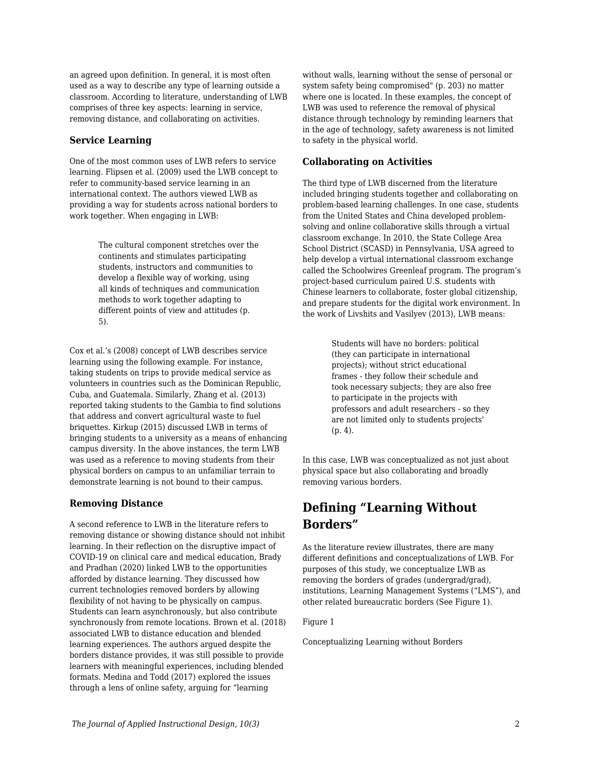an agreed upon definition. In general, it is most often used as a way to describe any type of learning outside a classroom. According to literature, understanding of LWB comprises of three key aspects: learning in service, removing distance, and collaborating on activities.

### Service Learning

One of the most common uses of LWB refers to service learning. Flipsen et al. (2009) used the LWB concept to refer to community-based service learning in an international context. The authors viewed LWB as providing a way for students across national borders to work together. When engaging in LWB:

> The cultural component stretches over the continents and stimulates participating students, instructors and communities to develop a flexible way of working, using all kinds of techniques and communication methods to work together adapting to different points of view and attitudes (p. 5).

Cox et al.'s (2008) concept of LWB describes service learning using the following example. For instance, taking students on trips to provide medical service as volunteers in countries such as the Dominican Republic, Cuba, and Guatemala. Similarly, Zhang et al. (2013) reported taking students to the Gambia to find solutions that address and convert agricultural waste to fuel briquettes. Kirkup (2015) discussed LWB in terms of bringing students to a university as a means of enhancing campus diversity. In the above instances, the term LWB was used as a reference to moving students from their physical borders on campus to an unfamiliar terrain to demonstrate learning is not bound to their campus.

### Removing Distance

A second reference to LWB in the literature refers to removing distance or showing distance should not inhibit learning. In their reflection on the disruptive impact of COVID-19 on clinical care and medical education, Brady and Pradhan (2020) linked LWB to the opportunities afforded by distance learning. They discussed how current technologies removed borders by allowing flexibility of not having to be physically on campus. Students can learn asynchronously, but also contribute synchronously from remote locations. Brown et al. (2018) associated LWB to distance education and blended learning experiences. The authors argued despite the borders distance provides, it was still possible to provide learners with meaningful experiences, including blended formats. Medina and Todd (2017) explored the issues through a lens of online safety, arguing for "learning without walls, learning without the sense of personal or system safety being compromised" (p. 203) no matter where one is located. In these examples, the concept of LWB was used to reference the removal of physical distance through technology by reminding learners that in the age of technology, safety awareness is not limited to safety in the physical world.

### Collaborating on Activities

The third type of LWB discerned from the literature included bringing students together and collaborating on problem-based learning challenges. In one case, students from the United States and China developed problem-solving and online collaborative skills through a virtual classroom exchange. In 2010, the State College Area School District (SCASD) in Pennsylvania, USA agreed to help develop a virtual international classroom exchange called the Schoolwires Greenleaf program. The program's project-based curriculum paired U.S. students with Chinese learners to collaborate, foster global citizenship, and prepare students for the digital work environment. In the work of Livshits and Vasilyev (2013), LWB means:

> Students will have no borders: political (they can participate in international projects); without strict educational frames - they follow their schedule and took necessary subjects; they are also free to participate in the projects with professors and adult researchers - so they are not limited only to students projects' (p. 4).

In this case, LWB was conceptualized as not just about physical space but also collaborating and broadly removing various borders.

## Defining "Learning Without Borders"

As the literature review illustrates, there are many different definitions and conceptualizations of LWB. For purposes of this study, we conceptualize LWB as removing the borders of grades (undergrad/grad), institutions, Learning Management Systems ("LMS"), and other related bureaucratic borders (See Figure 1).

Figure 1

Conceptualizing Learning without Borders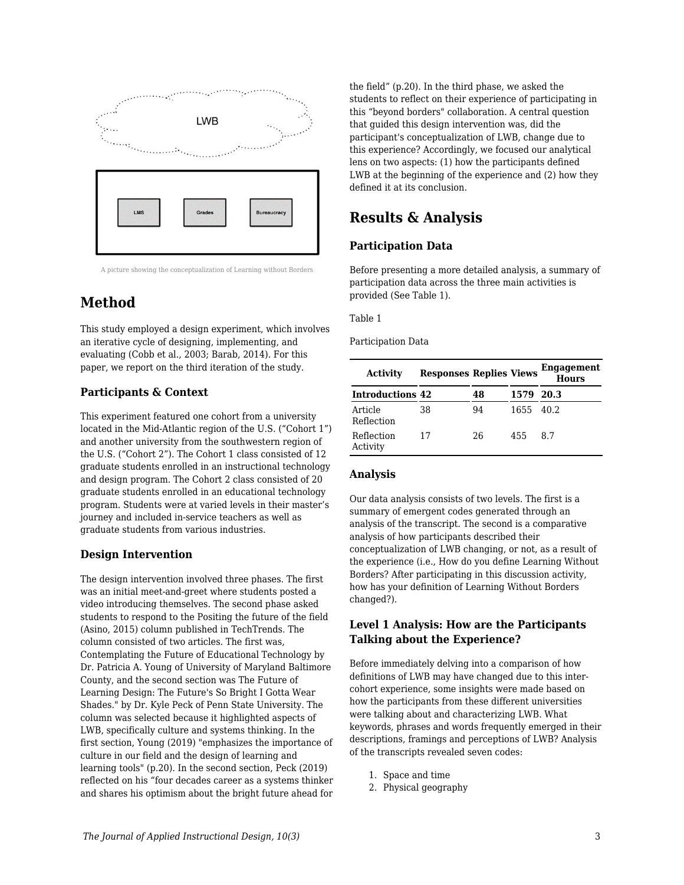A picture showing the conceptualization of Learning without Borders

# Method

This study employed a design experiment, which involves an iterative cycle of designing, implementing, and evaluating (Cobb et al., 2003; Barab, 2014). For this paper, we report on the third iteration of the study.

### Participants & Context

This experiment featured one cohort from a university located in the Mid-Atlantic region of the U.S. ("Cohort 1") and another university from the southwestern region of the U.S. ("Cohort 2"). The Cohort 1 class consisted of 12 graduate students enrolled in an instructional technology and design program. The Cohort 2 class consisted of 20 graduate students enrolled in an educational technology program. Students were at varied levels in their master's journey and included in-service teachers as well as graduate students from various industries.

### Design Intervention

The design intervention involved three phases. The first was an initial meet-and-greet where students posted a video introducing themselves. The second phase asked students to respond to the Positing the future of the field (Asino, 2015) column published in TechTrends. The column consisted of two articles. The first was, Contemplating the Future of Educational Technology by Dr. Patricia A. Young of University of Maryland Baltimore County, and the second section was The Future of Learning Design: The Future's So Bright I Gotta Wear Shades." by Dr. Kyle Peck of Penn State University. The column was selected because it highlighted aspects of LWB, specifically culture and systems thinking. In the first section, Young (2019) "emphasizes the importance of culture in our field and the design of learning and learning tools" (p.20). In the second section, Peck (2019) reflected on his "four decades career as a systems thinker and shares his optimism about the bright future ahead for the field" (p.20). In the third phase, we asked the students to reflect on their experience of participating in this "beyond borders" collaboration. A central question that guided this design intervention was, did the participant's conceptualization of LWB, change due to this experience? Accordingly, we focused our analytical lens on two aspects: (1) how the participants defined LWB at the beginning of the experience and (2) how they defined it at its conclusion.

# Results & Analysis

### Participation Data

Before presenting a more detailed analysis, a summary of participation data across the three main activities is provided (See Table 1).

Table 1

Participation Data

| Activity | Responses | Replies | Views | Engagement Hours |
|---|---|---|---|---|
| **Introductions** | **42** | **48** | **1579** | **20.3** |
| Article Reflection | 38 | 94 | 1655 | 40.2 |
| Reflection Activity | 17 | 26 | 455 | 8.7 |

### Analysis

Our data analysis consists of two levels. The first is a summary of emergent codes generated through an analysis of the transcript. The second is a comparative analysis of how participants described their conceptualization of LWB changing, or not, as a result of the experience (i.e., How do you define Learning Without Borders? After participating in this discussion activity, how has your definition of Learning Without Borders changed?).

### Level 1 Analysis: How are the Participants Talking about the Experience?

Before immediately delving into a comparison of how definitions of LWB may have changed due to this inter-cohort experience, some insights were made based on how the participants from these different universities were talking about and characterizing LWB. What keywords, phrases and words frequently emerged in their descriptions, framings and perceptions of LWB? Analysis of the transcripts revealed seven codes:

1. Space and time
2. Physical geography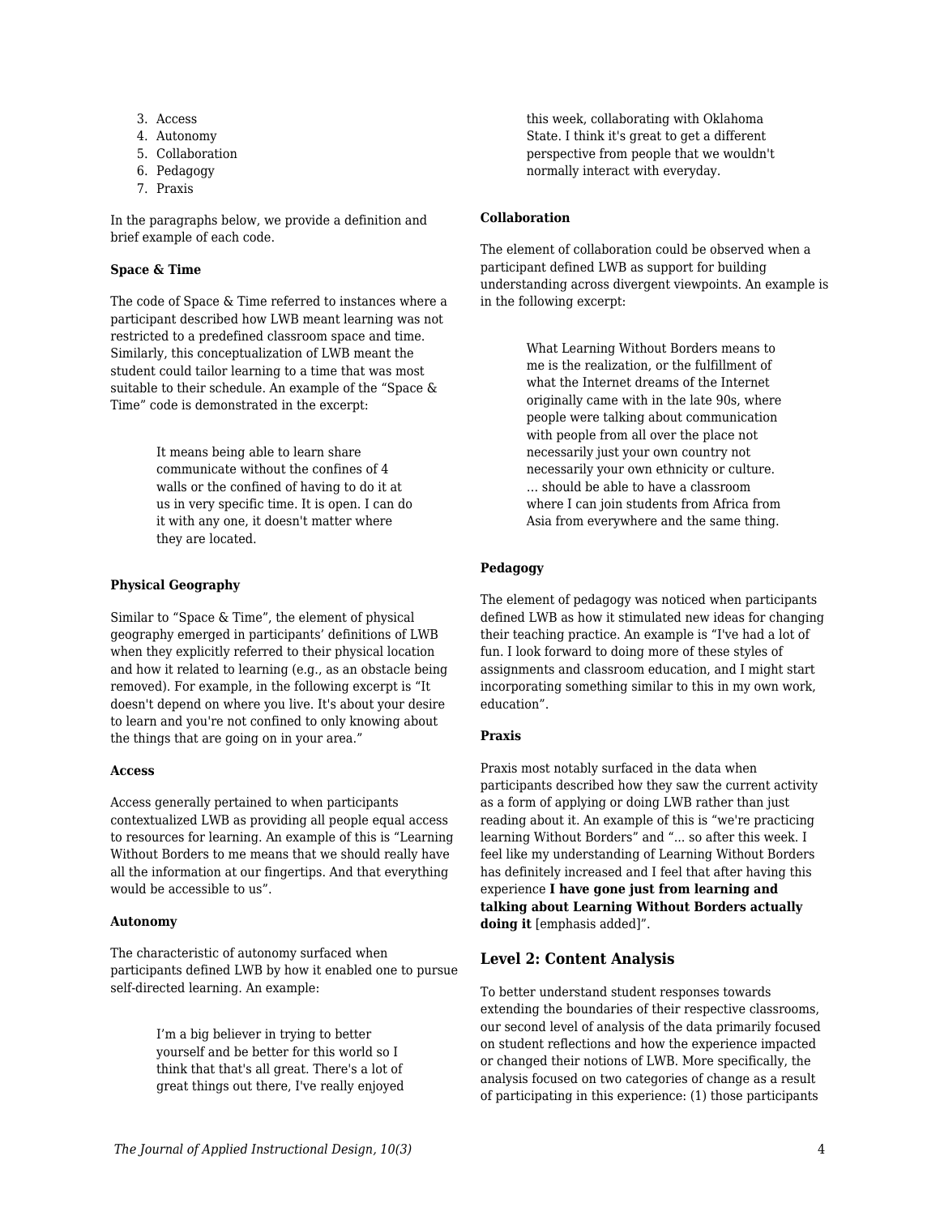3. Access
4. Autonomy
5. Collaboration
6. Pedagogy
7. Praxis

In the paragraphs below, we provide a definition and brief example of each code.

**Space & Time**

The code of Space & Time referred to instances where a participant described how LWB meant learning was not restricted to a predefined classroom space and time. Similarly, this conceptualization of LWB meant the student could tailor learning to a time that was most suitable to their schedule. An example of the “Space & Time” code is demonstrated in the excerpt:

> It means being able to learn share communicate without the confines of 4 walls or the confined of having to do it at us in very specific time. It is open. I can do it with any one, it doesn't matter where they are located.

**Physical Geography**

Similar to “Space & Time”, the element of physical geography emerged in participants’ definitions of LWB when they explicitly referred to their physical location and how it related to learning (e.g., as an obstacle being removed). For example, in the following excerpt is “It doesn't depend on where you live. It's about your desire to learn and you're not confined to only knowing about the things that are going on in your area.”

**Access**

Access generally pertained to when participants contextualized LWB as providing all people equal access to resources for learning. An example of this is “Learning Without Borders to me means that we should really have all the information at our fingertips. And that everything would be accessible to us”.

**Autonomy**

The characteristic of autonomy surfaced when participants defined LWB by how it enabled one to pursue self-directed learning. An example:

> I’m a big believer in trying to better yourself and be better for this world so I think that that's all great. There's a lot of great things out there, I've really enjoyed this week, collaborating with Oklahoma State. I think it's great to get a different perspective from people that we wouldn't normally interact with everyday.

**Collaboration**

The element of collaboration could be observed when a participant defined LWB as support for building understanding across divergent viewpoints. An example is in the following excerpt:

> What Learning Without Borders means to me is the realization, or the fulfillment of what the Internet dreams of the Internet originally came with in the late 90s, where people were talking about communication with people from all over the place not necessarily just your own country not necessarily your own ethnicity or culture. … should be able to have a classroom where I can join students from Africa from Asia from everywhere and the same thing.

**Pedagogy**

The element of pedagogy was noticed when participants defined LWB as how it stimulated new ideas for changing their teaching practice. An example is “I've had a lot of fun. I look forward to doing more of these styles of assignments and classroom education, and I might start incorporating something similar to this in my own work, education”.

**Praxis**

Praxis most notably surfaced in the data when participants described how they saw the current activity as a form of applying or doing LWB rather than just reading about it. An example of this is “we're practicing learning Without Borders” and “... so after this week. I feel like my understanding of Learning Without Borders has definitely increased and I feel that after having this experience **I have gone just from learning and talking about Learning Without Borders actually doing it** [emphasis added]”.

### Level 2: Content Analysis

To better understand student responses towards extending the boundaries of their respective classrooms, our second level of analysis of the data primarily focused on student reflections and how the experience impacted or changed their notions of LWB. More specifically, the analysis focused on two categories of change as a result of participating in this experience: (1) those participants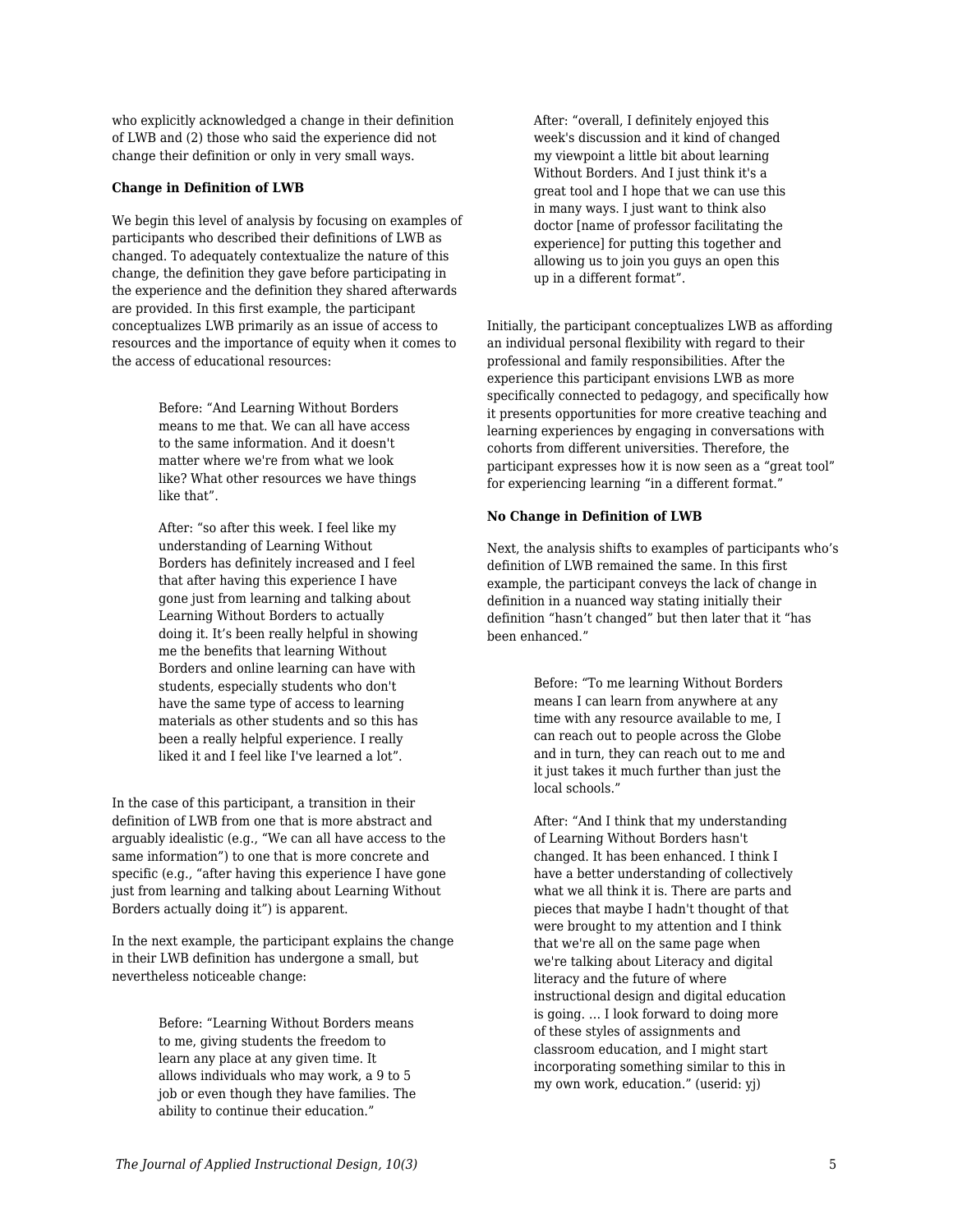who explicitly acknowledged a change in their definition of LWB and (2) those who said the experience did not change their definition or only in very small ways.

**Change in Definition of LWB**

We begin this level of analysis by focusing on examples of participants who described their definitions of LWB as changed. To adequately contextualize the nature of this change, the definition they gave before participating in the experience and the definition they shared afterwards are provided. In this first example, the participant conceptualizes LWB primarily as an issue of access to resources and the importance of equity when it comes to the access of educational resources:

> Before: "And Learning Without Borders means to me that. We can all have access to the same information. And it doesn't matter where we're from what we look like? What other resources we have things like that".
>
> After: "so after this week. I feel like my understanding of Learning Without Borders has definitely increased and I feel that after having this experience I have gone just from learning and talking about Learning Without Borders to actually doing it. It's been really helpful in showing me the benefits that learning Without Borders and online learning can have with students, especially students who don't have the same type of access to learning materials as other students and so this has been a really helpful experience. I really liked it and I feel like I've learned a lot".

In the case of this participant, a transition in their definition of LWB from one that is more abstract and arguably idealistic (e.g., "We can all have access to the same information") to one that is more concrete and specific (e.g., "after having this experience I have gone just from learning and talking about Learning Without Borders actually doing it") is apparent.

In the next example, the participant explains the change in their LWB definition has undergone a small, but nevertheless noticeable change:

> Before: "Learning Without Borders means to me, giving students the freedom to learn any place at any given time. It allows individuals who may work, a 9 to 5 job or even though they have families. The ability to continue their education."
>
> After: "overall, I definitely enjoyed this week's discussion and it kind of changed my viewpoint a little bit about learning Without Borders. And I just think it's a great tool and I hope that we can use this in many ways. I just want to think also doctor [name of professor facilitating the experience] for putting this together and allowing us to join you guys an open this up in a different format".

Initially, the participant conceptualizes LWB as affording an individual personal flexibility with regard to their professional and family responsibilities. After the experience this participant envisions LWB as more specifically connected to pedagogy, and specifically how it presents opportunities for more creative teaching and learning experiences by engaging in conversations with cohorts from different universities. Therefore, the participant expresses how it is now seen as a "great tool" for experiencing learning "in a different format."

**No Change in Definition of LWB**

Next, the analysis shifts to examples of participants who's definition of LWB remained the same. In this first example, the participant conveys the lack of change in definition in a nuanced way stating initially their definition "hasn't changed" but then later that it "has been enhanced."

> Before: "To me learning Without Borders means I can learn from anywhere at any time with any resource available to me, I can reach out to people across the Globe and in turn, they can reach out to me and it just takes it much further than just the local schools."
>
> After: "And I think that my understanding of Learning Without Borders hasn't changed. It has been enhanced. I think I have a better understanding of collectively what we all think it is. There are parts and pieces that maybe I hadn't thought of that were brought to my attention and I think that we're all on the same page when we're talking about Literacy and digital literacy and the future of where instructional design and digital education is going. … I look forward to doing more of these styles of assignments and classroom education, and I might start incorporating something similar to this in my own work, education." (userid: yj)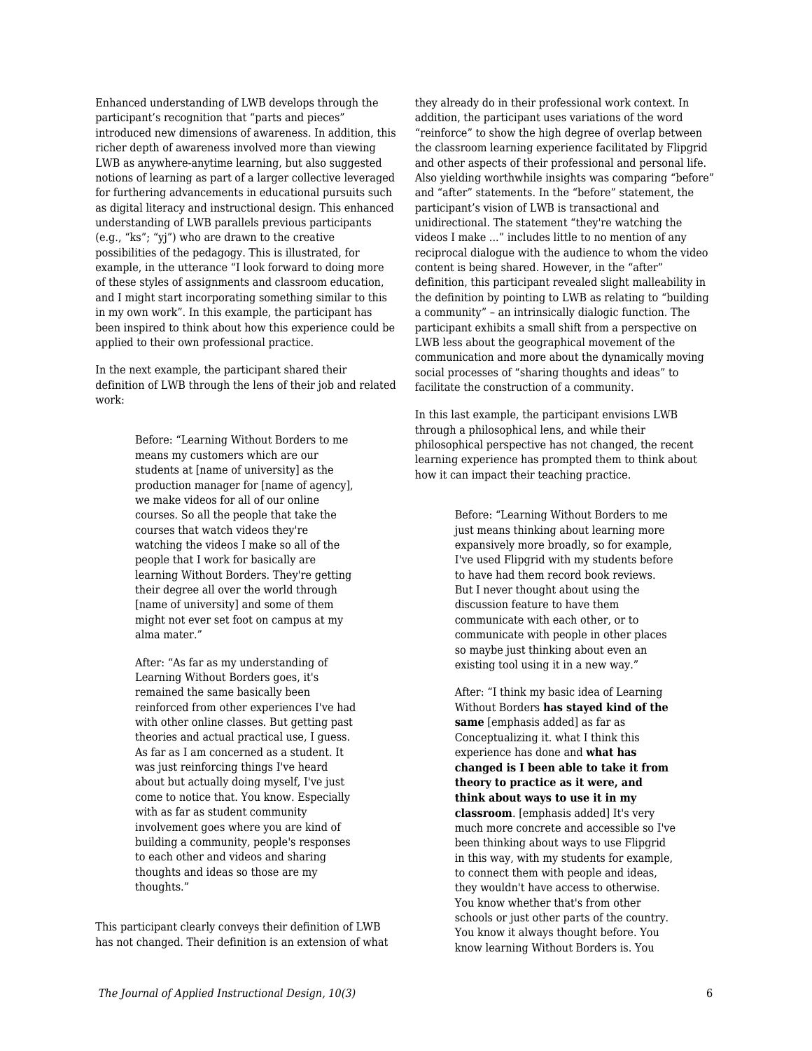Enhanced understanding of LWB develops through the participant's recognition that "parts and pieces" introduced new dimensions of awareness. In addition, this richer depth of awareness involved more than viewing LWB as anywhere-anytime learning, but also suggested notions of learning as part of a larger collective leveraged for furthering advancements in educational pursuits such as digital literacy and instructional design. This enhanced understanding of LWB parallels previous participants (e.g., "ks"; "yj") who are drawn to the creative possibilities of the pedagogy. This is illustrated, for example, in the utterance "I look forward to doing more of these styles of assignments and classroom education, and I might start incorporating something similar to this in my own work". In this example, the participant has been inspired to think about how this experience could be applied to their own professional practice.

In the next example, the participant shared their definition of LWB through the lens of their job and related work:

> Before: "Learning Without Borders to me means my customers which are our students at [name of university] as the production manager for [name of agency], we make videos for all of our online courses. So all the people that take the courses that watch videos they're watching the videos I make so all of the people that I work for basically are learning Without Borders. They're getting their degree all over the world through [name of university] and some of them might not ever set foot on campus at my alma mater."
>
> After: "As far as my understanding of Learning Without Borders goes, it's remained the same basically been reinforced from other experiences I've had with other online classes. But getting past theories and actual practical use, I guess. As far as I am concerned as a student. It was just reinforcing things I've heard about but actually doing myself, I've just come to notice that. You know. Especially with as far as student community involvement goes where you are kind of building a community, people's responses to each other and videos and sharing thoughts and ideas so those are my thoughts."

This participant clearly conveys their definition of LWB has not changed. Their definition is an extension of what they already do in their professional work context. In addition, the participant uses variations of the word "reinforce" to show the high degree of overlap between the classroom learning experience facilitated by Flipgrid and other aspects of their professional and personal life. Also yielding worthwhile insights was comparing "before" and "after" statements. In the "before" statement, the participant's vision of LWB is transactional and unidirectional. The statement "they're watching the videos I make ..." includes little to no mention of any reciprocal dialogue with the audience to whom the video content is being shared. However, in the "after" definition, this participant revealed slight malleability in the definition by pointing to LWB as relating to "building a community" – an intrinsically dialogic function. The participant exhibits a small shift from a perspective on LWB less about the geographical movement of the communication and more about the dynamically moving social processes of "sharing thoughts and ideas" to facilitate the construction of a community.

In this last example, the participant envisions LWB through a philosophical lens, and while their philosophical perspective has not changed, the recent learning experience has prompted them to think about how it can impact their teaching practice.

> Before: "Learning Without Borders to me just means thinking about learning more expansively more broadly, so for example, I've used Flipgrid with my students before to have had them record book reviews. But I never thought about using the discussion feature to have them communicate with each other, or to communicate with people in other places so maybe just thinking about even an existing tool using it in a new way."
>
> After: "I think my basic idea of Learning Without Borders **has stayed kind of the same** [emphasis added] as far as Conceptualizing it. what I think this experience has done and **what has changed is I been able to take it from theory to practice as it were, and think about ways to use it in my classroom**. [emphasis added] It's very much more concrete and accessible so I've been thinking about ways to use Flipgrid in this way, with my students for example, to connect them with people and ideas, they wouldn't have access to otherwise. You know whether that's from other schools or just other parts of the country. You know it always thought before. You know learning Without Borders is. You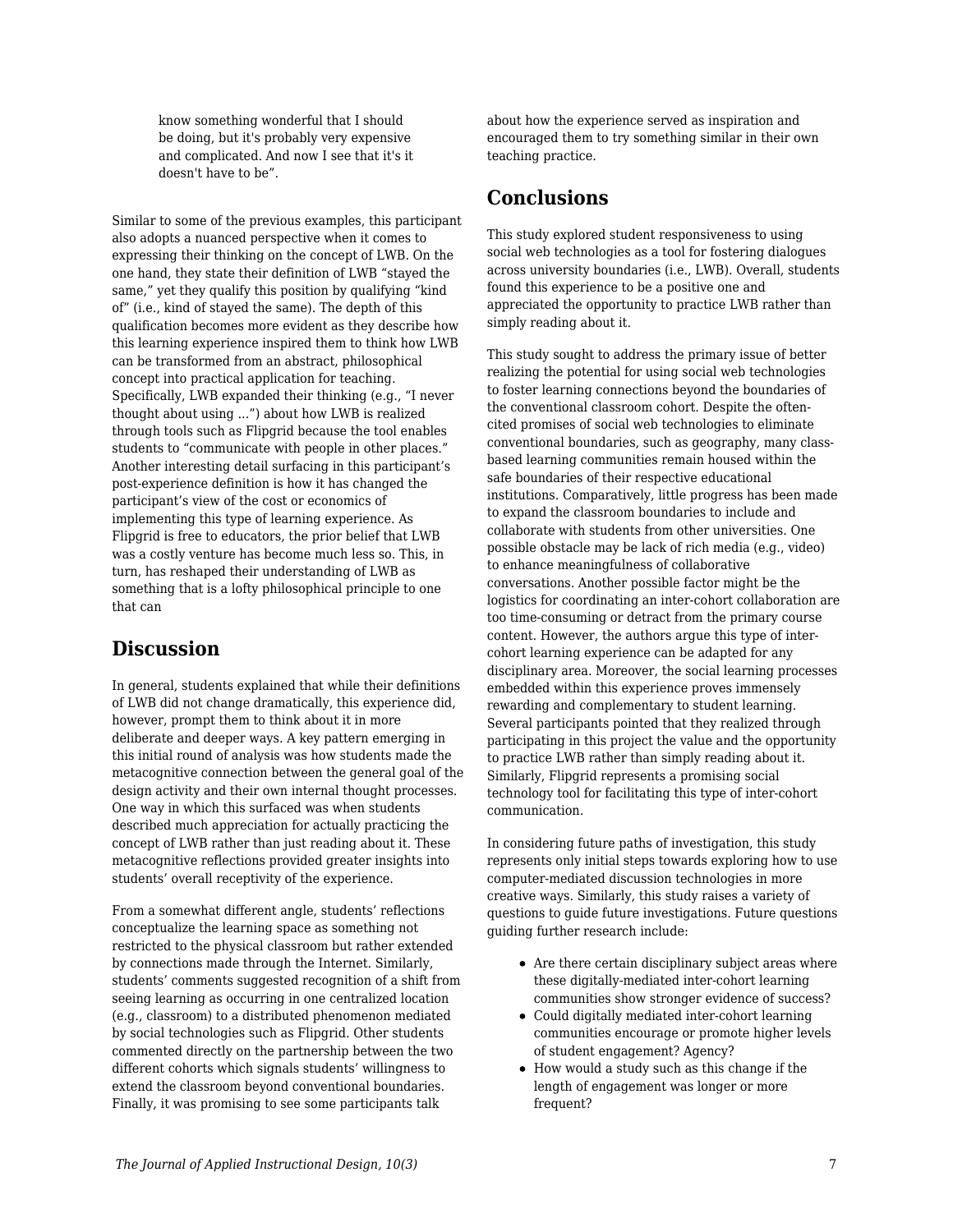> know something wonderful that I should be doing, but it's probably very expensive and complicated. And now I see that it's it doesn't have to be".

Similar to some of the previous examples, this participant also adopts a nuanced perspective when it comes to expressing their thinking on the concept of LWB. On the one hand, they state their definition of LWB "stayed the same," yet they qualify this position by qualifying "kind of" (i.e., kind of stayed the same). The depth of this qualification becomes more evident as they describe how this learning experience inspired them to think how LWB can be transformed from an abstract, philosophical concept into practical application for teaching. Specifically, LWB expanded their thinking (e.g., "I never thought about using ...") about how LWB is realized through tools such as Flipgrid because the tool enables students to "communicate with people in other places." Another interesting detail surfacing in this participant's post-experience definition is how it has changed the participant's view of the cost or economics of implementing this type of learning experience. As Flipgrid is free to educators, the prior belief that LWB was a costly venture has become much less so. This, in turn, has reshaped their understanding of LWB as something that is a lofty philosophical principle to one that can

## Discussion

In general, students explained that while their definitions of LWB did not change dramatically, this experience did, however, prompt them to think about it in more deliberate and deeper ways. A key pattern emerging in this initial round of analysis was how students made the metacognitive connection between the general goal of the design activity and their own internal thought processes. One way in which this surfaced was when students described much appreciation for actually practicing the concept of LWB rather than just reading about it. These metacognitive reflections provided greater insights into students' overall receptivity of the experience.

From a somewhat different angle, students' reflections conceptualize the learning space as something not restricted to the physical classroom but rather extended by connections made through the Internet. Similarly, students' comments suggested recognition of a shift from seeing learning as occurring in one centralized location (e.g., classroom) to a distributed phenomenon mediated by social technologies such as Flipgrid. Other students commented directly on the partnership between the two different cohorts which signals students' willingness to extend the classroom beyond conventional boundaries. Finally, it was promising to see some participants talk about how the experience served as inspiration and encouraged them to try something similar in their own teaching practice.

## Conclusions

This study explored student responsiveness to using social web technologies as a tool for fostering dialogues across university boundaries (i.e., LWB). Overall, students found this experience to be a positive one and appreciated the opportunity to practice LWB rather than simply reading about it.

This study sought to address the primary issue of better realizing the potential for using social web technologies to foster learning connections beyond the boundaries of the conventional classroom cohort. Despite the often-cited promises of social web technologies to eliminate conventional boundaries, such as geography, many class-based learning communities remain housed within the safe boundaries of their respective educational institutions. Comparatively, little progress has been made to expand the classroom boundaries to include and collaborate with students from other universities. One possible obstacle may be lack of rich media (e.g., video) to enhance meaningfulness of collaborative conversations. Another possible factor might be the logistics for coordinating an inter-cohort collaboration are too time-consuming or detract from the primary course content. However, the authors argue this type of inter-cohort learning experience can be adapted for any disciplinary area. Moreover, the social learning processes embedded within this experience proves immensely rewarding and complementary to student learning. Several participants pointed that they realized through participating in this project the value and the opportunity to practice LWB rather than simply reading about it. Similarly, Flipgrid represents a promising social technology tool for facilitating this type of inter-cohort communication.

In considering future paths of investigation, this study represents only initial steps towards exploring how to use computer-mediated discussion technologies in more creative ways. Similarly, this study raises a variety of questions to guide future investigations. Future questions guiding further research include:

- Are there certain disciplinary subject areas where these digitally-mediated inter-cohort learning communities show stronger evidence of success?
- Could digitally mediated inter-cohort learning communities encourage or promote higher levels of student engagement? Agency?
- How would a study such as this change if the length of engagement was longer or more frequent?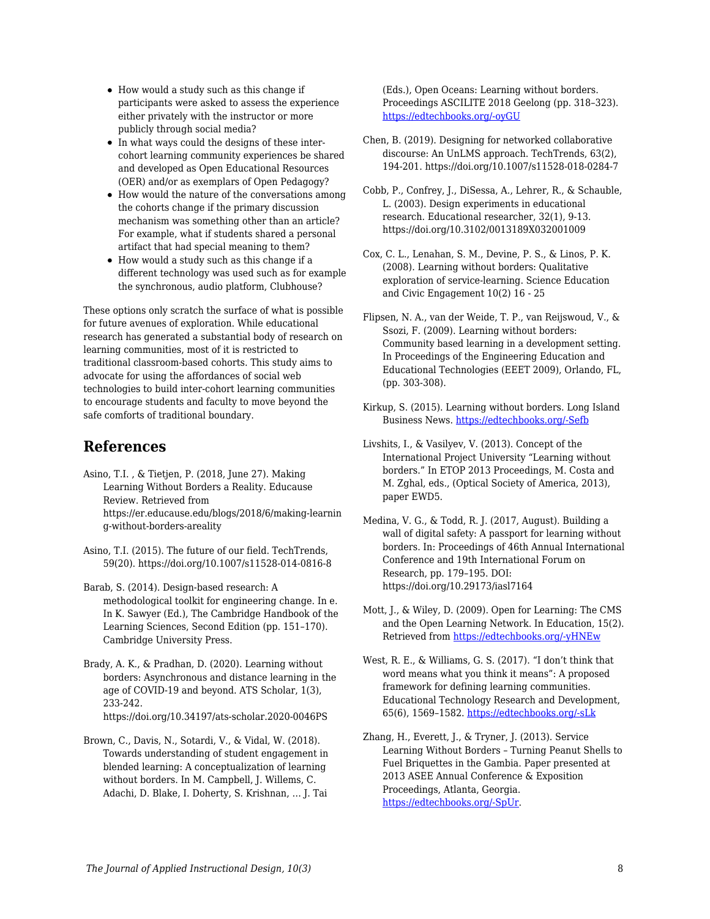- How would a study such as this change if participants were asked to assess the experience either privately with the instructor or more publicly through social media?
- In what ways could the designs of these inter-cohort learning community experiences be shared and developed as Open Educational Resources (OER) and/or as exemplars of Open Pedagogy?
- How would the nature of the conversations among the cohorts change if the primary discussion mechanism was something other than an article? For example, what if students shared a personal artifact that had special meaning to them?
- How would a study such as this change if a different technology was used such as for example the synchronous, audio platform, Clubhouse?

These options only scratch the surface of what is possible for future avenues of exploration. While educational research has generated a substantial body of research on learning communities, most of it is restricted to traditional classroom-based cohorts. This study aims to advocate for using the affordances of social web technologies to build inter-cohort learning communities to encourage students and faculty to move beyond the safe comforts of traditional boundary.

## References

Asino, T.I. , & Tietjen, P. (2018, June 27). Making Learning Without Borders a Reality. Educause Review. Retrieved from https://er.educause.edu/blogs/2018/6/making-learning-without-borders-areality

Asino, T.I. (2015). The future of our field. TechTrends, 59(20). https://doi.org/10.1007/s11528-014-0816-8

Barab, S. (2014). Design-based research: A methodological toolkit for engineering change. In e. In K. Sawyer (Ed.), The Cambridge Handbook of the Learning Sciences, Second Edition (pp. 151–170). Cambridge University Press.

Brady, A. K., & Pradhan, D. (2020). Learning without borders: Asynchronous and distance learning in the age of COVID-19 and beyond. ATS Scholar, 1(3), 233-242. https://doi.org/10.34197/ats-scholar.2020-0046PS

Brown, C., Davis, N., Sotardi, V., & Vidal, W. (2018). Towards understanding of student engagement in blended learning: A conceptualization of learning without borders. In M. Campbell, J. Willems, C. Adachi, D. Blake, I. Doherty, S. Krishnan, … J. Tai (Eds.), Open Oceans: Learning without borders. Proceedings ASCILITE 2018 Geelong (pp. 318–323). https://edtechbooks.org/-oyGU

Chen, B. (2019). Designing for networked collaborative discourse: An UnLMS approach. TechTrends, 63(2), 194-201. https://doi.org/10.1007/s11528-018-0284-7

Cobb, P., Confrey, J., DiSessa, A., Lehrer, R., & Schauble, L. (2003). Design experiments in educational research. Educational researcher, 32(1), 9-13. https://doi.org/10.3102/0013189X032001009

Cox, C. L., Lenahan, S. M., Devine, P. S., & Linos, P. K. (2008). Learning without borders: Qualitative exploration of service-learning. Science Education and Civic Engagement 10(2) 16 - 25

Flipsen, N. A., van der Weide, T. P., van Reijswoud, V., & Ssozi, F. (2009). Learning without borders: Community based learning in a development setting. In Proceedings of the Engineering Education and Educational Technologies (EEET 2009), Orlando, FL, (pp. 303-308).

Kirkup, S. (2015). Learning without borders. Long Island Business News. https://edtechbooks.org/-Sefb

Livshits, I., & Vasilyev, V. (2013). Concept of the International Project University "Learning without borders." In ETOP 2013 Proceedings, M. Costa and M. Zghal, eds., (Optical Society of America, 2013), paper EWD5.

Medina, V. G., & Todd, R. J. (2017, August). Building a wall of digital safety: A passport for learning without borders. In: Proceedings of 46th Annual International Conference and 19th International Forum on Research, pp. 179–195. DOI: https://doi.org/10.29173/iasl7164

Mott, J., & Wiley, D. (2009). Open for Learning: The CMS and the Open Learning Network. In Education, 15(2). Retrieved from https://edtechbooks.org/-yHNEw

West, R. E., & Williams, G. S. (2017). "I don't think that word means what you think it means": A proposed framework for defining learning communities. Educational Technology Research and Development, 65(6), 1569–1582. https://edtechbooks.org/-sLk

Zhang, H., Everett, J., & Tryner, J. (2013). Service Learning Without Borders – Turning Peanut Shells to Fuel Briquettes in the Gambia. Paper presented at 2013 ASEE Annual Conference & Exposition Proceedings, Atlanta, Georgia. https://edtechbooks.org/-SpUr.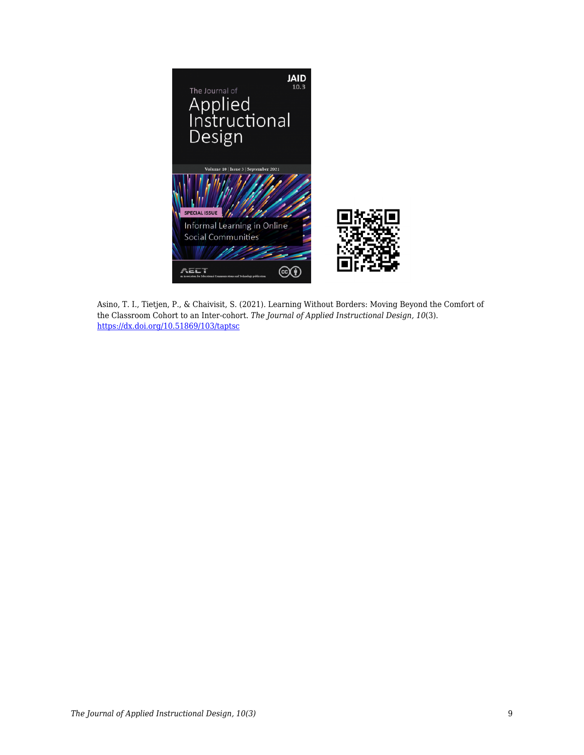Asino, T. I., Tietjen, P., & Chaivisit, S. (2021). Learning Without Borders: Moving Beyond the Comfort of the Classroom Cohort to an Inter-cohort. *The Journal of Applied Instructional Design, 10*(3). https://dx.doi.org/10.51869/103/taptsc